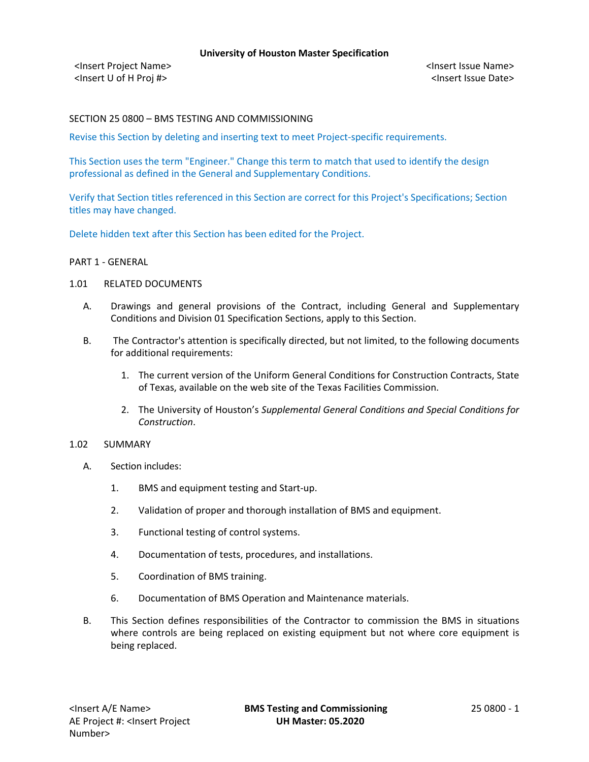**University of Houston Master Specification**

<Insert Project Name>
<Insert U of H Proj #>

<Insert Issue Name>
<Insert Issue Date>

# SECTION 25 0800 – BMS TESTING AND COMMISSIONING

Revise this Section by deleting and inserting text to meet Project-specific requirements.

This Section uses the term "Engineer." Change this term to match that used to identify the design professional as defined in the General and Supplementary Conditions.

Verify that Section titles referenced in this Section are correct for this Project's Specifications; Section titles may have changed.

Delete hidden text after this Section has been edited for the Project.

## PART 1 - GENERAL

### 1.01 RELATED DOCUMENTS

A. Drawings and general provisions of the Contract, including General and Supplementary Conditions and Division 01 Specification Sections, apply to this Section.

B. The Contractor's attention is specifically directed, but not limited, to the following documents for additional requirements:

1. The current version of the Uniform General Conditions for Construction Contracts, State of Texas, available on the web site of the Texas Facilities Commission.
2. The University of Houston's *Supplemental General Conditions and Special Conditions for Construction*.

### 1.02 SUMMARY

A. Section includes:

1. BMS and equipment testing and Start-up.
2. Validation of proper and thorough installation of BMS and equipment.
3. Functional testing of control systems.
4. Documentation of tests, procedures, and installations.
5. Coordination of BMS training.
6. Documentation of BMS Operation and Maintenance materials.

B. This Section defines responsibilities of the Contractor to commission the BMS in situations where controls are being replaced on existing equipment but not where core equipment is being replaced.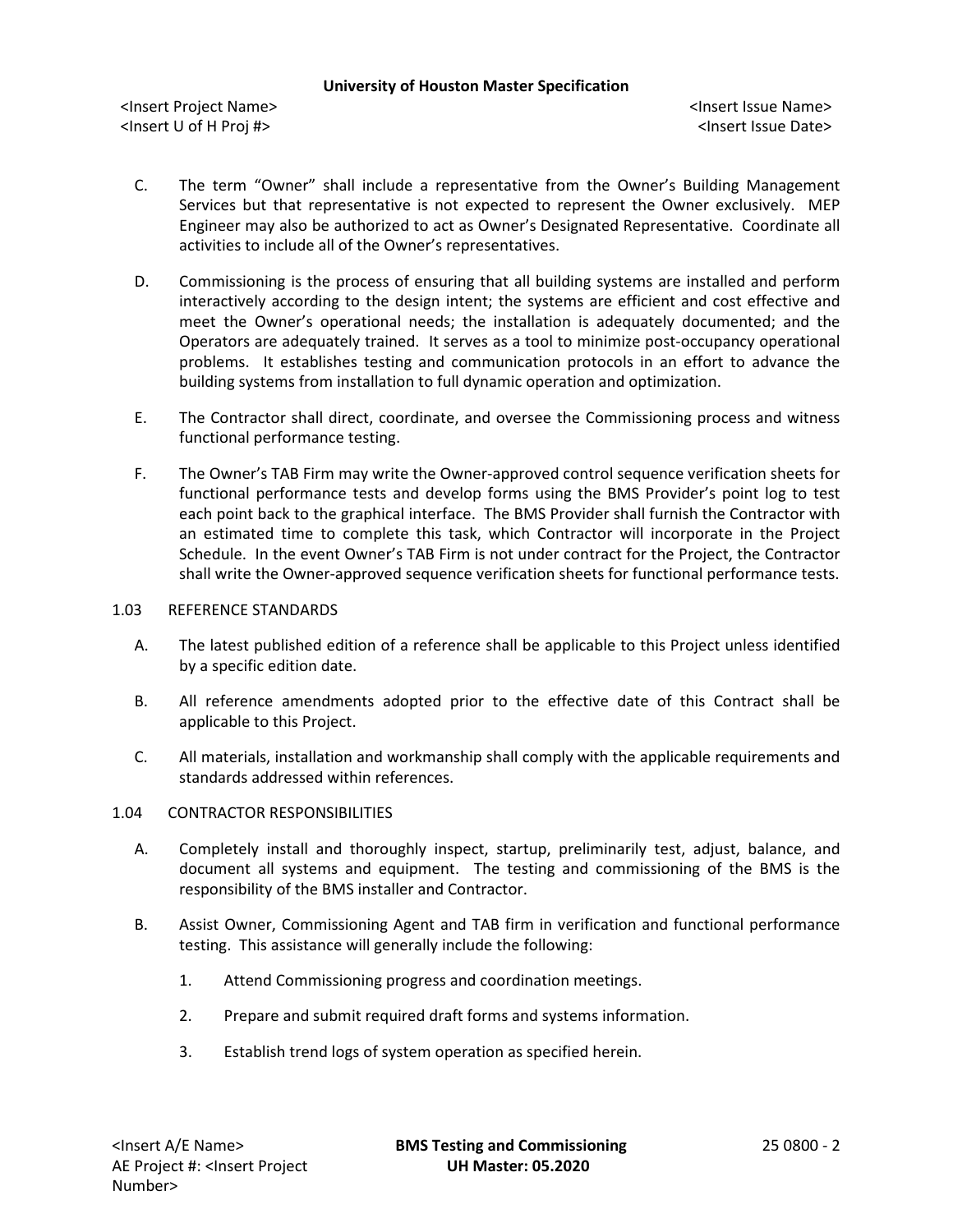C. The term “Owner” shall include a representative from the Owner’s Building Management Services but that representative is not expected to represent the Owner exclusively. MEP Engineer may also be authorized to act as Owner’s Designated Representative. Coordinate all activities to include all of the Owner’s representatives.

D. Commissioning is the process of ensuring that all building systems are installed and perform interactively according to the design intent; the systems are efficient and cost effective and meet the Owner’s operational needs; the installation is adequately documented; and the Operators are adequately trained. It serves as a tool to minimize post-occupancy operational problems. It establishes testing and communication protocols in an effort to advance the building systems from installation to full dynamic operation and optimization.

E. The Contractor shall direct, coordinate, and oversee the Commissioning process and witness functional performance testing.

F. The Owner’s TAB Firm may write the Owner-approved control sequence verification sheets for functional performance tests and develop forms using the BMS Provider’s point log to test each point back to the graphical interface. The BMS Provider shall furnish the Contractor with an estimated time to complete this task, which Contractor will incorporate in the Project Schedule. In the event Owner’s TAB Firm is not under contract for the Project, the Contractor shall write the Owner-approved sequence verification sheets for functional performance tests.

## 1.03 REFERENCE STANDARDS

A. The latest published edition of a reference shall be applicable to this Project unless identified by a specific edition date.

B. All reference amendments adopted prior to the effective date of this Contract shall be applicable to this Project.

C. All materials, installation and workmanship shall comply with the applicable requirements and standards addressed within references.

## 1.04 CONTRACTOR RESPONSIBILITIES

A. Completely install and thoroughly inspect, startup, preliminarily test, adjust, balance, and document all systems and equipment. The testing and commissioning of the BMS is the responsibility of the BMS installer and Contractor.

B. Assist Owner, Commissioning Agent and TAB firm in verification and functional performance testing. This assistance will generally include the following:

1. Attend Commissioning progress and coordination meetings.

2. Prepare and submit required draft forms and systems information.

3. Establish trend logs of system operation as specified herein.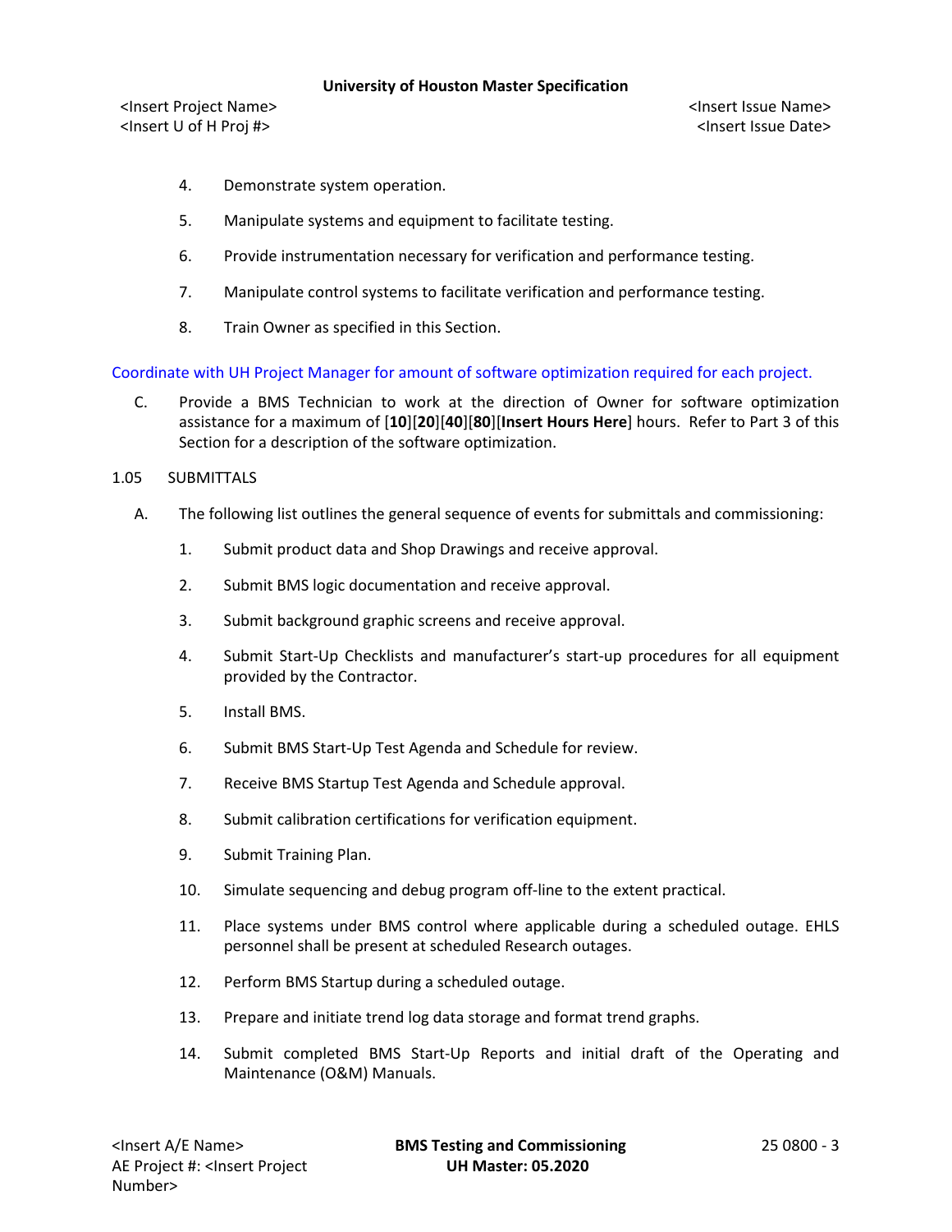4. Demonstrate system operation.

5. Manipulate systems and equipment to facilitate testing.

6. Provide instrumentation necessary for verification and performance testing.

7. Manipulate control systems to facilitate verification and performance testing.

8. Train Owner as specified in this Section.

Coordinate with UH Project Manager for amount of software optimization required for each project.

C. Provide a BMS Technician to work at the direction of Owner for software optimization assistance for a maximum of [**10**][**20**][**40**][**80**][**Insert Hours Here**] hours. Refer to Part 3 of this Section for a description of the software optimization.

1.05 SUBMITTALS

A. The following list outlines the general sequence of events for submittals and commissioning:

1. Submit product data and Shop Drawings and receive approval.

2. Submit BMS logic documentation and receive approval.

3. Submit background graphic screens and receive approval.

4. Submit Start-Up Checklists and manufacturer's start-up procedures for all equipment provided by the Contractor.

5. Install BMS.

6. Submit BMS Start-Up Test Agenda and Schedule for review.

7. Receive BMS Startup Test Agenda and Schedule approval.

8. Submit calibration certifications for verification equipment.

9. Submit Training Plan.

10. Simulate sequencing and debug program off-line to the extent practical.

11. Place systems under BMS control where applicable during a scheduled outage. EHLS personnel shall be present at scheduled Research outages.

12. Perform BMS Startup during a scheduled outage.

13. Prepare and initiate trend log data storage and format trend graphs.

14. Submit completed BMS Start-Up Reports and initial draft of the Operating and Maintenance (O&M) Manuals.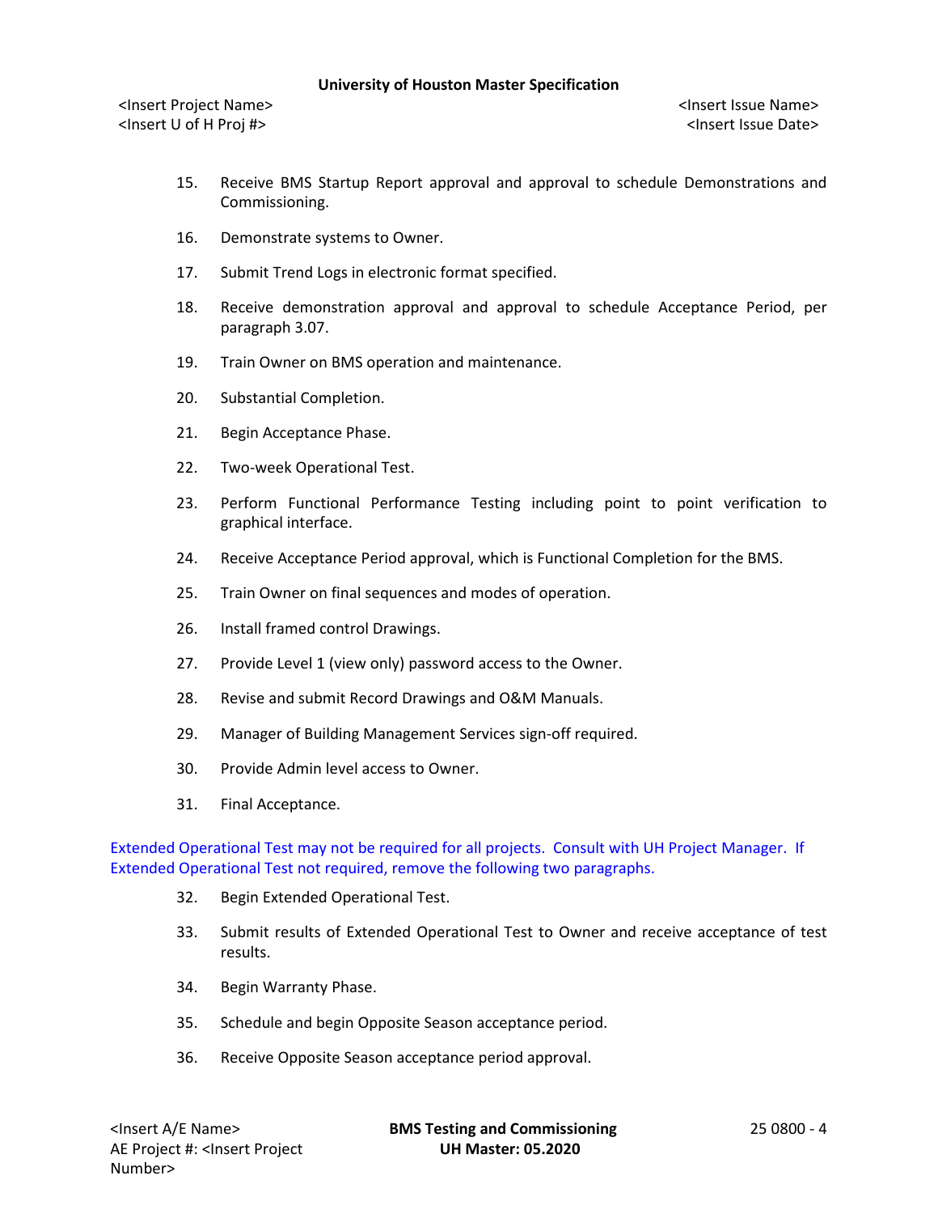15. Receive BMS Startup Report approval and approval to schedule Demonstrations and Commissioning.

16. Demonstrate systems to Owner.

17. Submit Trend Logs in electronic format specified.

18. Receive demonstration approval and approval to schedule Acceptance Period, per paragraph 3.07.

19. Train Owner on BMS operation and maintenance.

20. Substantial Completion.

21. Begin Acceptance Phase.

22. Two-week Operational Test.

23. Perform Functional Performance Testing including point to point verification to graphical interface.

24. Receive Acceptance Period approval, which is Functional Completion for the BMS.

25. Train Owner on final sequences and modes of operation.

26. Install framed control Drawings.

27. Provide Level 1 (view only) password access to the Owner.

28. Revise and submit Record Drawings and O&M Manuals.

29. Manager of Building Management Services sign-off required.

30. Provide Admin level access to Owner.

31. Final Acceptance.

Extended Operational Test may not be required for all projects. Consult with UH Project Manager. If Extended Operational Test not required, remove the following two paragraphs.

32. Begin Extended Operational Test.

33. Submit results of Extended Operational Test to Owner and receive acceptance of test results.

34. Begin Warranty Phase.

35. Schedule and begin Opposite Season acceptance period.

36. Receive Opposite Season acceptance period approval.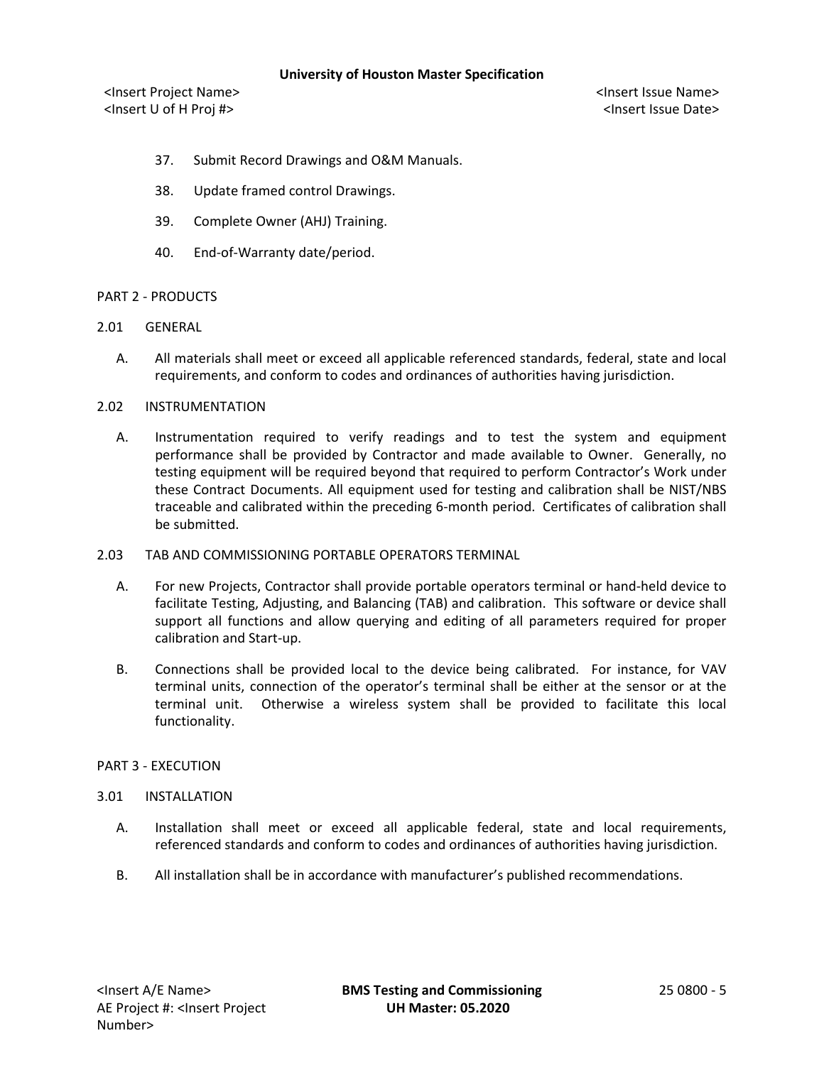37. Submit Record Drawings and O&M Manuals.

38. Update framed control Drawings.

39. Complete Owner (AHJ) Training.

40. End-of-Warranty date/period.

## PART 2 - PRODUCTS

### 2.01 GENERAL

A. All materials shall meet or exceed all applicable referenced standards, federal, state and local requirements, and conform to codes and ordinances of authorities having jurisdiction.

### 2.02 INSTRUMENTATION

A. Instrumentation required to verify readings and to test the system and equipment performance shall be provided by Contractor and made available to Owner. Generally, no testing equipment will be required beyond that required to perform Contractor's Work under these Contract Documents. All equipment used for testing and calibration shall be NIST/NBS traceable and calibrated within the preceding 6-month period. Certificates of calibration shall be submitted.

### 2.03 TAB AND COMMISSIONING PORTABLE OPERATORS TERMINAL

A. For new Projects, Contractor shall provide portable operators terminal or hand-held device to facilitate Testing, Adjusting, and Balancing (TAB) and calibration. This software or device shall support all functions and allow querying and editing of all parameters required for proper calibration and Start-up.

B. Connections shall be provided local to the device being calibrated. For instance, for VAV terminal units, connection of the operator's terminal shall be either at the sensor or at the terminal unit. Otherwise a wireless system shall be provided to facilitate this local functionality.

## PART 3 - EXECUTION

### 3.01 INSTALLATION

A. Installation shall meet or exceed all applicable federal, state and local requirements, referenced standards and conform to codes and ordinances of authorities having jurisdiction.

B. All installation shall be in accordance with manufacturer's published recommendations.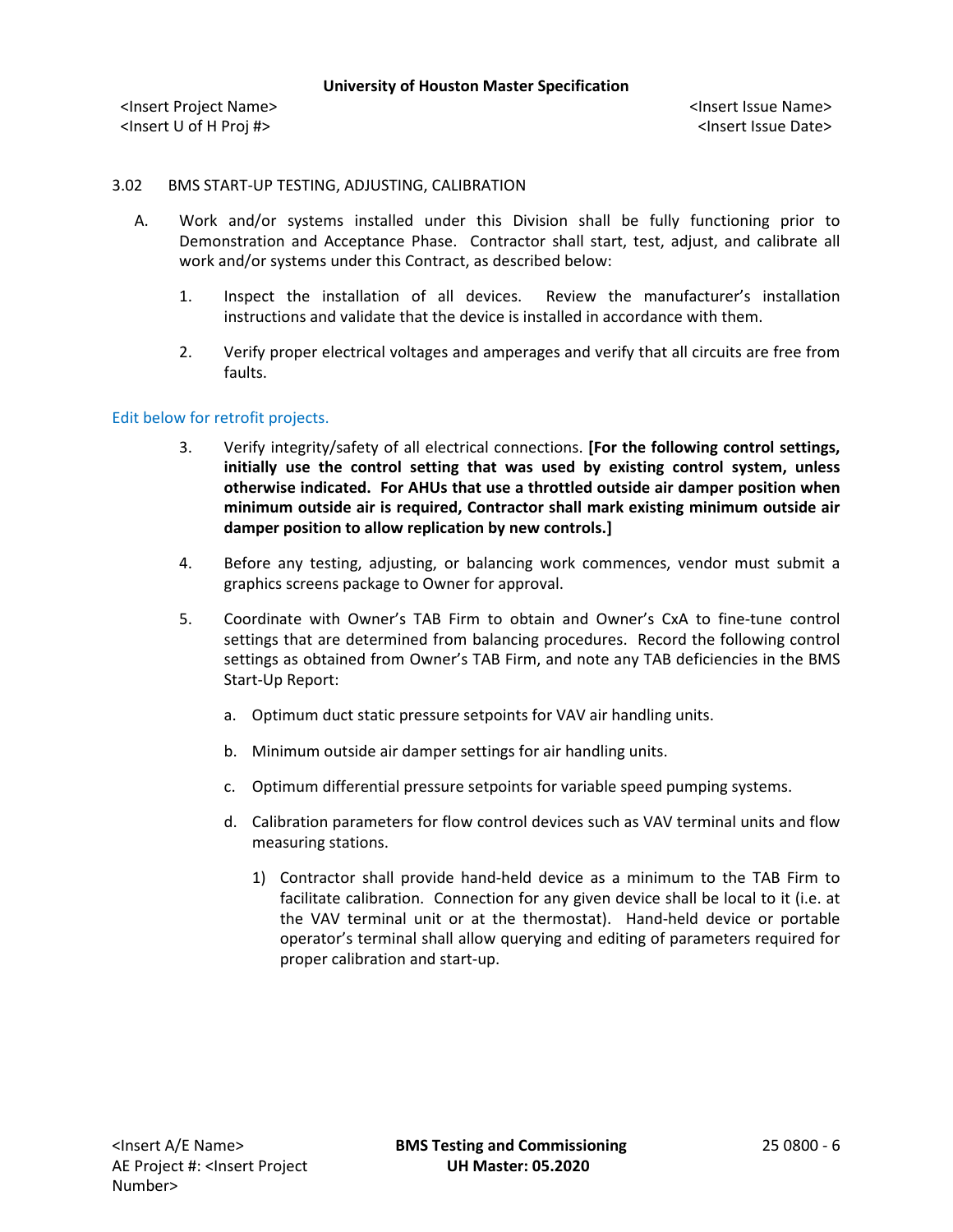3.02 BMS START-UP TESTING, ADJUSTING, CALIBRATION

A. Work and/or systems installed under this Division shall be fully functioning prior to Demonstration and Acceptance Phase. Contractor shall start, test, adjust, and calibrate all work and/or systems under this Contract, as described below:

1. Inspect the installation of all devices. Review the manufacturer's installation instructions and validate that the device is installed in accordance with them.

2. Verify proper electrical voltages and amperages and verify that all circuits are free from faults.

Edit below for retrofit projects.

3. Verify integrity/safety of all electrical connections. **[For the following control settings, initially use the control setting that was used by existing control system, unless otherwise indicated. For AHUs that use a throttled outside air damper position when minimum outside air is required, Contractor shall mark existing minimum outside air damper position to allow replication by new controls.]**

4. Before any testing, adjusting, or balancing work commences, vendor must submit a graphics screens package to Owner for approval.

5. Coordinate with Owner's TAB Firm to obtain and Owner's CxA to fine-tune control settings that are determined from balancing procedures. Record the following control settings as obtained from Owner's TAB Firm, and note any TAB deficiencies in the BMS Start-Up Report:

   a. Optimum duct static pressure setpoints for VAV air handling units.

   b. Minimum outside air damper settings for air handling units.

   c. Optimum differential pressure setpoints for variable speed pumping systems.

   d. Calibration parameters for flow control devices such as VAV terminal units and flow measuring stations.

      1) Contractor shall provide hand-held device as a minimum to the TAB Firm to facilitate calibration. Connection for any given device shall be local to it (i.e. at the VAV terminal unit or at the thermostat). Hand-held device or portable operator's terminal shall allow querying and editing of parameters required for proper calibration and start-up.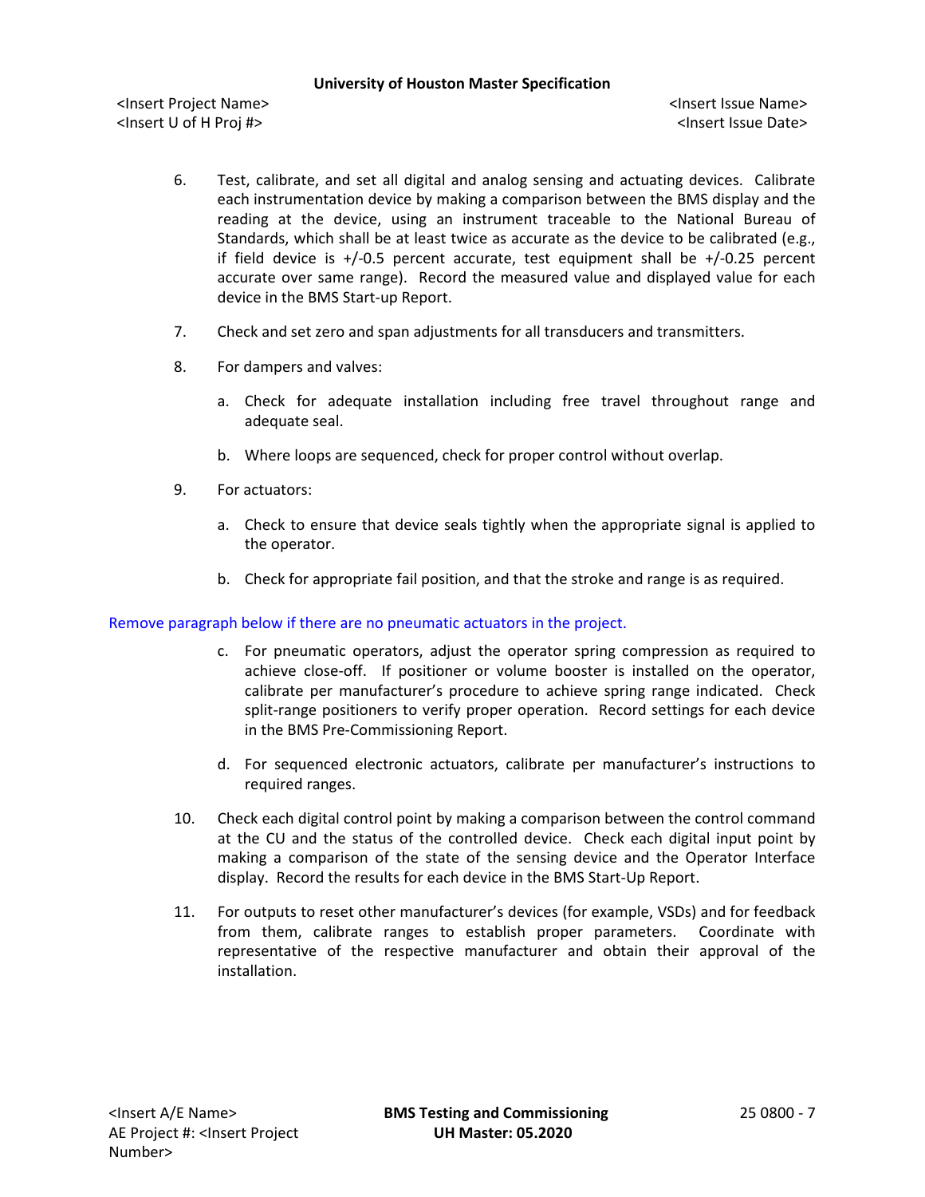6. Test, calibrate, and set all digital and analog sensing and actuating devices. Calibrate each instrumentation device by making a comparison between the BMS display and the reading at the device, using an instrument traceable to the National Bureau of Standards, which shall be at least twice as accurate as the device to be calibrated (e.g., if field device is +/-0.5 percent accurate, test equipment shall be +/-0.25 percent accurate over same range). Record the measured value and displayed value for each device in the BMS Start-up Report.

7. Check and set zero and span adjustments for all transducers and transmitters.

8. For dampers and valves:

   a. Check for adequate installation including free travel throughout range and adequate seal.

   b. Where loops are sequenced, check for proper control without overlap.

9. For actuators:

   a. Check to ensure that device seals tightly when the appropriate signal is applied to the operator.

   b. Check for appropriate fail position, and that the stroke and range is as required.

Remove paragraph below if there are no pneumatic actuators in the project.

   c. For pneumatic operators, adjust the operator spring compression as required to achieve close-off. If positioner or volume booster is installed on the operator, calibrate per manufacturer's procedure to achieve spring range indicated. Check split-range positioners to verify proper operation. Record settings for each device in the BMS Pre-Commissioning Report.

   d. For sequenced electronic actuators, calibrate per manufacturer's instructions to required ranges.

10. Check each digital control point by making a comparison between the control command at the CU and the status of the controlled device. Check each digital input point by making a comparison of the state of the sensing device and the Operator Interface display. Record the results for each device in the BMS Start-Up Report.

11. For outputs to reset other manufacturer's devices (for example, VSDs) and for feedback from them, calibrate ranges to establish proper parameters. Coordinate with representative of the respective manufacturer and obtain their approval of the installation.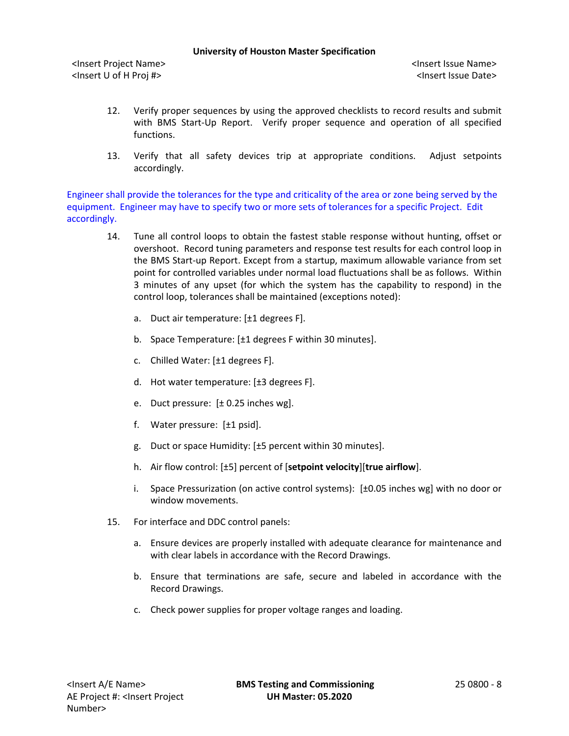12. Verify proper sequences by using the approved checklists to record results and submit with BMS Start-Up Report. Verify proper sequence and operation of all specified functions.

13. Verify that all safety devices trip at appropriate conditions. Adjust setpoints accordingly.

Engineer shall provide the tolerances for the type and criticality of the area or zone being served by the equipment. Engineer may have to specify two or more sets of tolerances for a specific Project. Edit accordingly.

14. Tune all control loops to obtain the fastest stable response without hunting, offset or overshoot. Record tuning parameters and response test results for each control loop in the BMS Start-up Report. Except from a startup, maximum allowable variance from set point for controlled variables under normal load fluctuations shall be as follows. Within 3 minutes of any upset (for which the system has the capability to respond) in the control loop, tolerances shall be maintained (exceptions noted):

    a. Duct air temperature: [±1 degrees F].

    b. Space Temperature: [±1 degrees F within 30 minutes].

    c. Chilled Water: [±1 degrees F].

    d. Hot water temperature: [±3 degrees F].

    e. Duct pressure: [± 0.25 inches wg].

    f. Water pressure: [±1 psid].

    g. Duct or space Humidity: [±5 percent within 30 minutes].

    h. Air flow control: [±5] percent of [**setpoint velocity**][**true airflow**].

    i. Space Pressurization (on active control systems): [±0.05 inches wg] with no door or window movements.

15. For interface and DDC control panels:

    a. Ensure devices are properly installed with adequate clearance for maintenance and with clear labels in accordance with the Record Drawings.

    b. Ensure that terminations are safe, secure and labeled in accordance with the Record Drawings.

    c. Check power supplies for proper voltage ranges and loading.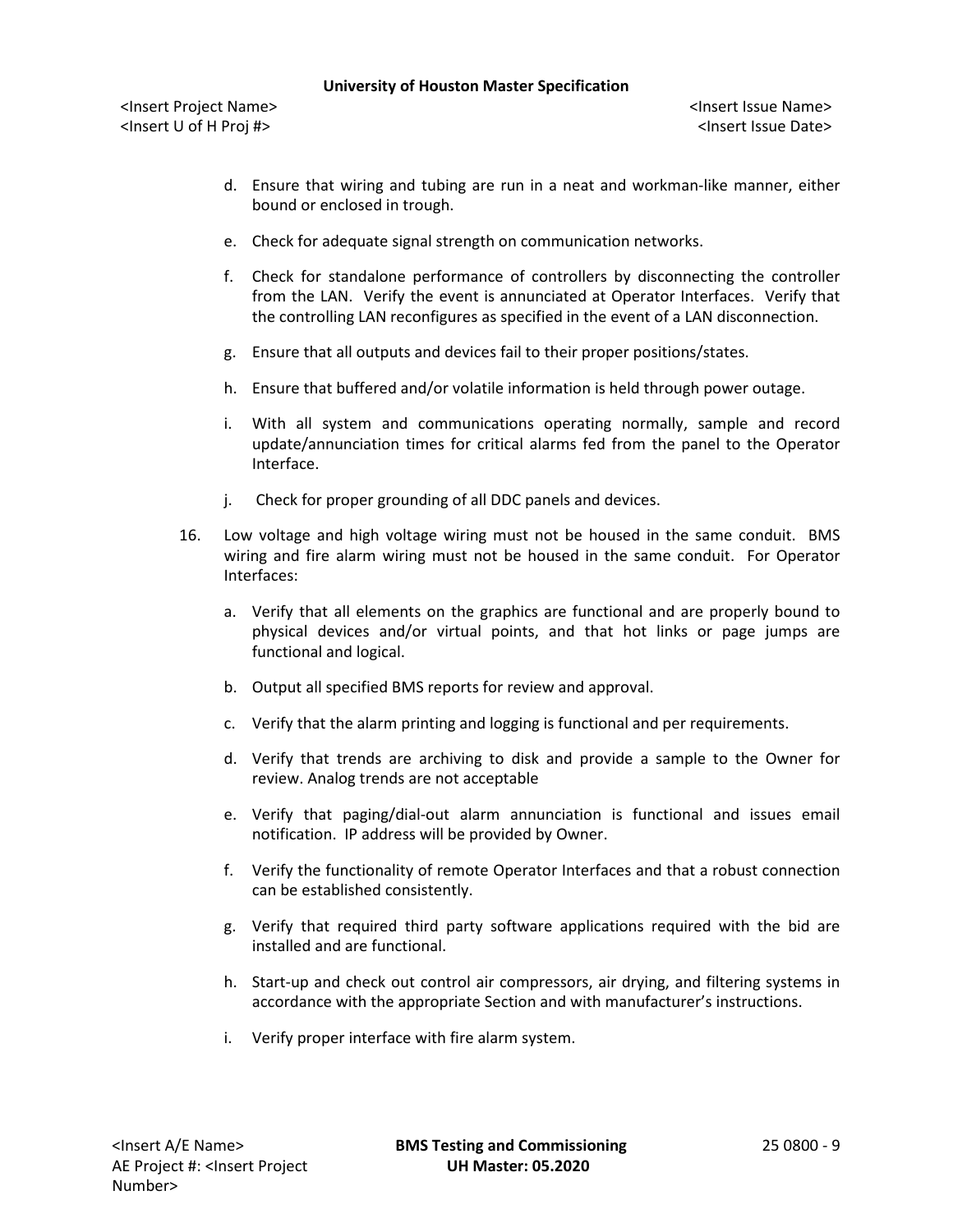d. Ensure that wiring and tubing are run in a neat and workman-like manner, either bound or enclosed in trough.

e. Check for adequate signal strength on communication networks.

f. Check for standalone performance of controllers by disconnecting the controller from the LAN. Verify the event is annunciated at Operator Interfaces. Verify that the controlling LAN reconfigures as specified in the event of a LAN disconnection.

g. Ensure that all outputs and devices fail to their proper positions/states.

h. Ensure that buffered and/or volatile information is held through power outage.

i. With all system and communications operating normally, sample and record update/annunciation times for critical alarms fed from the panel to the Operator Interface.

j. Check for proper grounding of all DDC panels and devices.

16. Low voltage and high voltage wiring must not be housed in the same conduit. BMS wiring and fire alarm wiring must not be housed in the same conduit. For Operator Interfaces:

    a. Verify that all elements on the graphics are functional and are properly bound to physical devices and/or virtual points, and that hot links or page jumps are functional and logical.

    b. Output all specified BMS reports for review and approval.

    c. Verify that the alarm printing and logging is functional and per requirements.

    d. Verify that trends are archiving to disk and provide a sample to the Owner for review. Analog trends are not acceptable

    e. Verify that paging/dial-out alarm annunciation is functional and issues email notification. IP address will be provided by Owner.

    f. Verify the functionality of remote Operator Interfaces and that a robust connection can be established consistently.

    g. Verify that required third party software applications required with the bid are installed and are functional.

    h. Start-up and check out control air compressors, air drying, and filtering systems in accordance with the appropriate Section and with manufacturer's instructions.

    i. Verify proper interface with fire alarm system.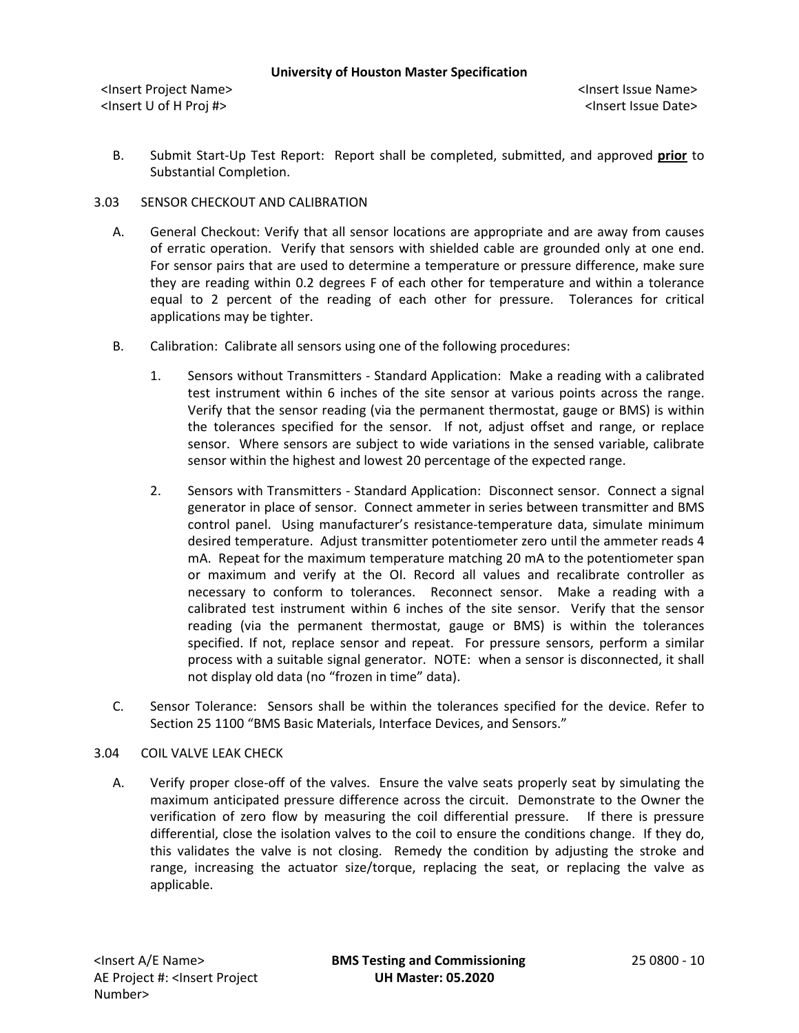B. Submit Start-Up Test Report: Report shall be completed, submitted, and approved **prior** to Substantial Completion.

3.03 SENSOR CHECKOUT AND CALIBRATION

A. General Checkout: Verify that all sensor locations are appropriate and are away from causes of erratic operation. Verify that sensors with shielded cable are grounded only at one end. For sensor pairs that are used to determine a temperature or pressure difference, make sure they are reading within 0.2 degrees F of each other for temperature and within a tolerance equal to 2 percent of the reading of each other for pressure. Tolerances for critical applications may be tighter.

B. Calibration: Calibrate all sensors using one of the following procedures:

1. Sensors without Transmitters - Standard Application: Make a reading with a calibrated test instrument within 6 inches of the site sensor at various points across the range. Verify that the sensor reading (via the permanent thermostat, gauge or BMS) is within the tolerances specified for the sensor. If not, adjust offset and range, or replace sensor. Where sensors are subject to wide variations in the sensed variable, calibrate sensor within the highest and lowest 20 percentage of the expected range.

2. Sensors with Transmitters - Standard Application: Disconnect sensor. Connect a signal generator in place of sensor. Connect ammeter in series between transmitter and BMS control panel. Using manufacturer's resistance-temperature data, simulate minimum desired temperature. Adjust transmitter potentiometer zero until the ammeter reads 4 mA. Repeat for the maximum temperature matching 20 mA to the potentiometer span or maximum and verify at the OI. Record all values and recalibrate controller as necessary to conform to tolerances. Reconnect sensor. Make a reading with a calibrated test instrument within 6 inches of the site sensor. Verify that the sensor reading (via the permanent thermostat, gauge or BMS) is within the tolerances specified. If not, replace sensor and repeat. For pressure sensors, perform a similar process with a suitable signal generator. NOTE: when a sensor is disconnected, it shall not display old data (no "frozen in time" data).

C. Sensor Tolerance: Sensors shall be within the tolerances specified for the device. Refer to Section 25 1100 "BMS Basic Materials, Interface Devices, and Sensors."

3.04 COIL VALVE LEAK CHECK

A. Verify proper close-off of the valves. Ensure the valve seats properly seat by simulating the maximum anticipated pressure difference across the circuit. Demonstrate to the Owner the verification of zero flow by measuring the coil differential pressure. If there is pressure differential, close the isolation valves to the coil to ensure the conditions change. If they do, this validates the valve is not closing. Remedy the condition by adjusting the stroke and range, increasing the actuator size/torque, replacing the seat, or replacing the valve as applicable.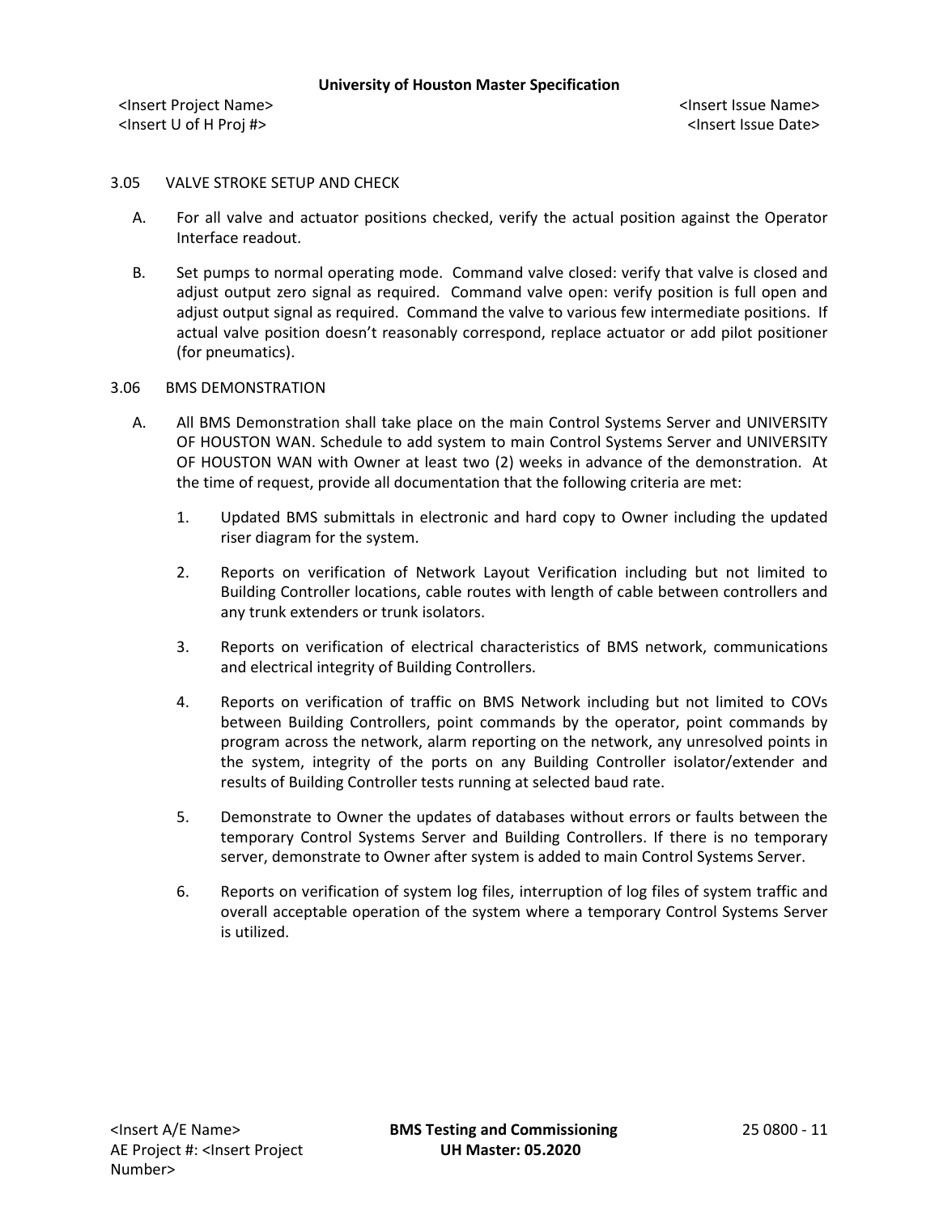3.05 VALVE STROKE SETUP AND CHECK

A. For all valve and actuator positions checked, verify the actual position against the Operator Interface readout.

B. Set pumps to normal operating mode. Command valve closed: verify that valve is closed and adjust output zero signal as required. Command valve open: verify position is full open and adjust output signal as required. Command the valve to various few intermediate positions. If actual valve position doesn't reasonably correspond, replace actuator or add pilot positioner (for pneumatics).

3.06 BMS DEMONSTRATION

A. All BMS Demonstration shall take place on the main Control Systems Server and UNIVERSITY OF HOUSTON WAN. Schedule to add system to main Control Systems Server and UNIVERSITY OF HOUSTON WAN with Owner at least two (2) weeks in advance of the demonstration. At the time of request, provide all documentation that the following criteria are met:

1. Updated BMS submittals in electronic and hard copy to Owner including the updated riser diagram for the system.

2. Reports on verification of Network Layout Verification including but not limited to Building Controller locations, cable routes with length of cable between controllers and any trunk extenders or trunk isolators.

3. Reports on verification of electrical characteristics of BMS network, communications and electrical integrity of Building Controllers.

4. Reports on verification of traffic on BMS Network including but not limited to COVs between Building Controllers, point commands by the operator, point commands by program across the network, alarm reporting on the network, any unresolved points in the system, integrity of the ports on any Building Controller isolator/extender and results of Building Controller tests running at selected baud rate.

5. Demonstrate to Owner the updates of databases without errors or faults between the temporary Control Systems Server and Building Controllers. If there is no temporary server, demonstrate to Owner after system is added to main Control Systems Server.

6. Reports on verification of system log files, interruption of log files of system traffic and overall acceptable operation of the system where a temporary Control Systems Server is utilized.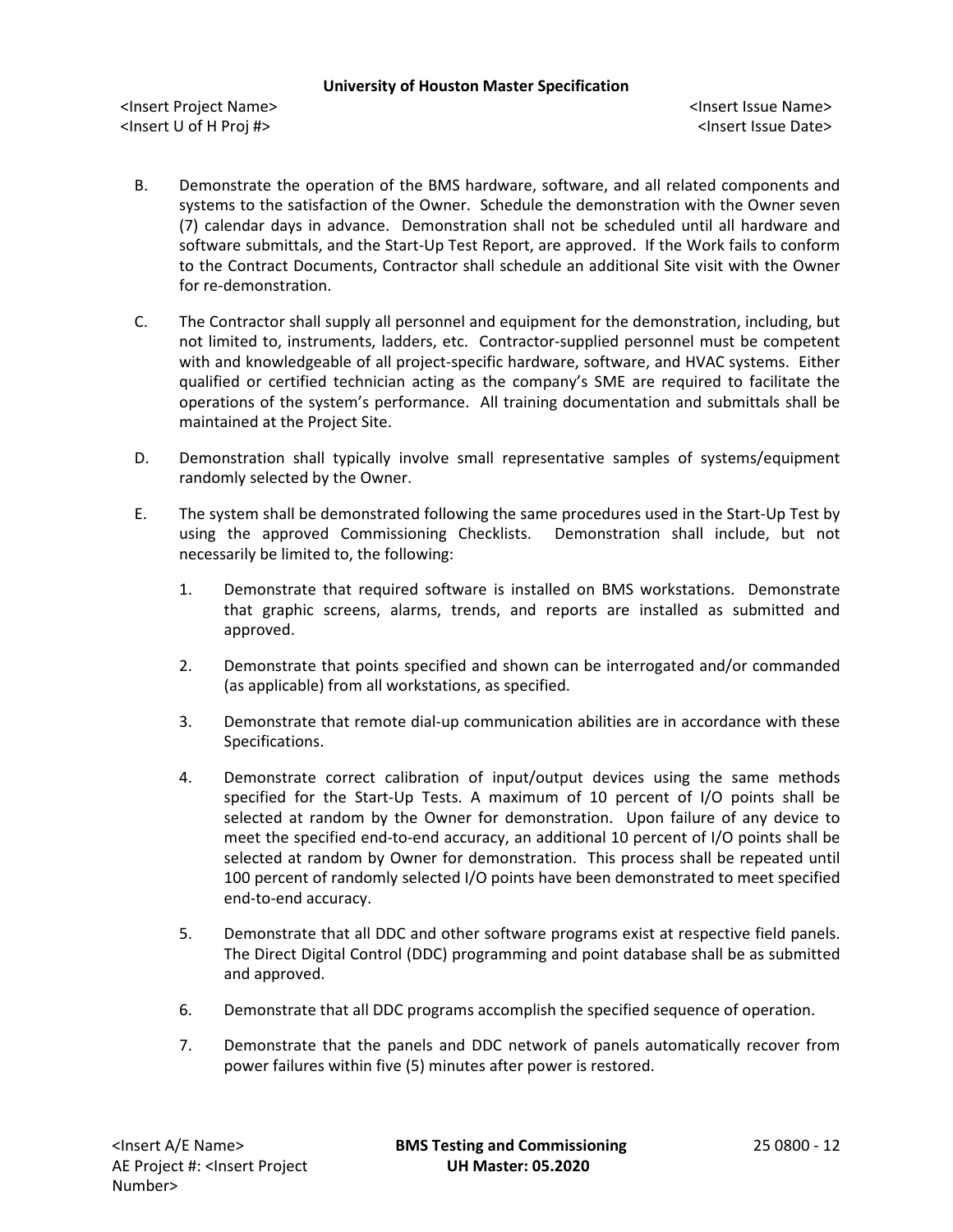B. Demonstrate the operation of the BMS hardware, software, and all related components and systems to the satisfaction of the Owner. Schedule the demonstration with the Owner seven (7) calendar days in advance. Demonstration shall not be scheduled until all hardware and software submittals, and the Start-Up Test Report, are approved. If the Work fails to conform to the Contract Documents, Contractor shall schedule an additional Site visit with the Owner for re-demonstration.

C. The Contractor shall supply all personnel and equipment for the demonstration, including, but not limited to, instruments, ladders, etc. Contractor-supplied personnel must be competent with and knowledgeable of all project-specific hardware, software, and HVAC systems. Either qualified or certified technician acting as the company's SME are required to facilitate the operations of the system's performance. All training documentation and submittals shall be maintained at the Project Site.

D. Demonstration shall typically involve small representative samples of systems/equipment randomly selected by the Owner.

E. The system shall be demonstrated following the same procedures used in the Start-Up Test by using the approved Commissioning Checklists. Demonstration shall include, but not necessarily be limited to, the following:

1. Demonstrate that required software is installed on BMS workstations. Demonstrate that graphic screens, alarms, trends, and reports are installed as submitted and approved.

2. Demonstrate that points specified and shown can be interrogated and/or commanded (as applicable) from all workstations, as specified.

3. Demonstrate that remote dial-up communication abilities are in accordance with these Specifications.

4. Demonstrate correct calibration of input/output devices using the same methods specified for the Start-Up Tests. A maximum of 10 percent of I/O points shall be selected at random by the Owner for demonstration. Upon failure of any device to meet the specified end-to-end accuracy, an additional 10 percent of I/O points shall be selected at random by Owner for demonstration. This process shall be repeated until 100 percent of randomly selected I/O points have been demonstrated to meet specified end-to-end accuracy.

5. Demonstrate that all DDC and other software programs exist at respective field panels. The Direct Digital Control (DDC) programming and point database shall be as submitted and approved.

6. Demonstrate that all DDC programs accomplish the specified sequence of operation.

7. Demonstrate that the panels and DDC network of panels automatically recover from power failures within five (5) minutes after power is restored.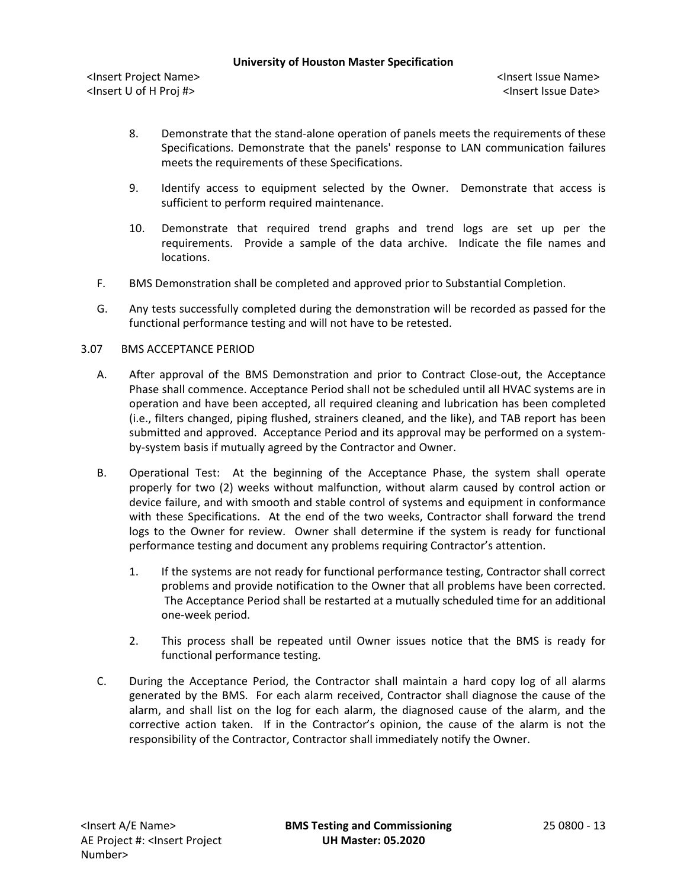8. Demonstrate that the stand-alone operation of panels meets the requirements of these Specifications. Demonstrate that the panels' response to LAN communication failures meets the requirements of these Specifications.

9. Identify access to equipment selected by the Owner. Demonstrate that access is sufficient to perform required maintenance.

10. Demonstrate that required trend graphs and trend logs are set up per the requirements. Provide a sample of the data archive. Indicate the file names and locations.

F. BMS Demonstration shall be completed and approved prior to Substantial Completion.

G. Any tests successfully completed during the demonstration will be recorded as passed for the functional performance testing and will not have to be retested.

3.07 BMS ACCEPTANCE PERIOD

A. After approval of the BMS Demonstration and prior to Contract Close-out, the Acceptance Phase shall commence. Acceptance Period shall not be scheduled until all HVAC systems are in operation and have been accepted, all required cleaning and lubrication has been completed (i.e., filters changed, piping flushed, strainers cleaned, and the like), and TAB report has been submitted and approved. Acceptance Period and its approval may be performed on a system-by-system basis if mutually agreed by the Contractor and Owner.

B. Operational Test: At the beginning of the Acceptance Phase, the system shall operate properly for two (2) weeks without malfunction, without alarm caused by control action or device failure, and with smooth and stable control of systems and equipment in conformance with these Specifications. At the end of the two weeks, Contractor shall forward the trend logs to the Owner for review. Owner shall determine if the system is ready for functional performance testing and document any problems requiring Contractor's attention.

1. If the systems are not ready for functional performance testing, Contractor shall correct problems and provide notification to the Owner that all problems have been corrected. The Acceptance Period shall be restarted at a mutually scheduled time for an additional one-week period.

2. This process shall be repeated until Owner issues notice that the BMS is ready for functional performance testing.

C. During the Acceptance Period, the Contractor shall maintain a hard copy log of all alarms generated by the BMS. For each alarm received, Contractor shall diagnose the cause of the alarm, and shall list on the log for each alarm, the diagnosed cause of the alarm, and the corrective action taken. If in the Contractor's opinion, the cause of the alarm is not the responsibility of the Contractor, Contractor shall immediately notify the Owner.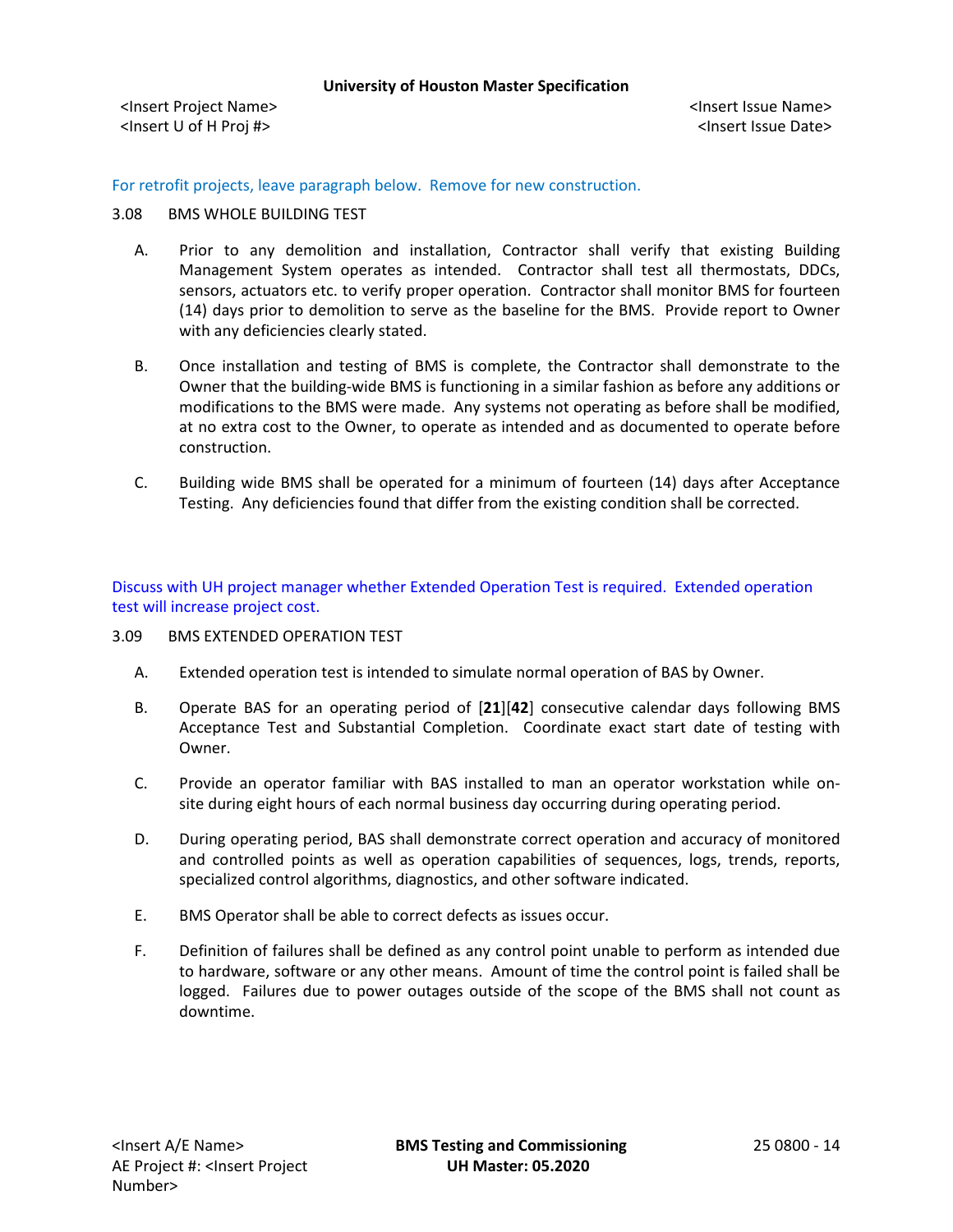For retrofit projects, leave paragraph below. Remove for new construction.

3.08 BMS WHOLE BUILDING TEST

A. Prior to any demolition and installation, Contractor shall verify that existing Building Management System operates as intended. Contractor shall test all thermostats, DDCs, sensors, actuators etc. to verify proper operation. Contractor shall monitor BMS for fourteen (14) days prior to demolition to serve as the baseline for the BMS. Provide report to Owner with any deficiencies clearly stated.

B. Once installation and testing of BMS is complete, the Contractor shall demonstrate to the Owner that the building-wide BMS is functioning in a similar fashion as before any additions or modifications to the BMS were made. Any systems not operating as before shall be modified, at no extra cost to the Owner, to operate as intended and as documented to operate before construction.

C. Building wide BMS shall be operated for a minimum of fourteen (14) days after Acceptance Testing. Any deficiencies found that differ from the existing condition shall be corrected.

Discuss with UH project manager whether Extended Operation Test is required. Extended operation test will increase project cost.

3.09 BMS EXTENDED OPERATION TEST

A. Extended operation test is intended to simulate normal operation of BAS by Owner.

B. Operate BAS for an operating period of [**21**][**42**] consecutive calendar days following BMS Acceptance Test and Substantial Completion. Coordinate exact start date of testing with Owner.

C. Provide an operator familiar with BAS installed to man an operator workstation while on-site during eight hours of each normal business day occurring during operating period.

D. During operating period, BAS shall demonstrate correct operation and accuracy of monitored and controlled points as well as operation capabilities of sequences, logs, trends, reports, specialized control algorithms, diagnostics, and other software indicated.

E. BMS Operator shall be able to correct defects as issues occur.

F. Definition of failures shall be defined as any control point unable to perform as intended due to hardware, software or any other means. Amount of time the control point is failed shall be logged. Failures due to power outages outside of the scope of the BMS shall not count as downtime.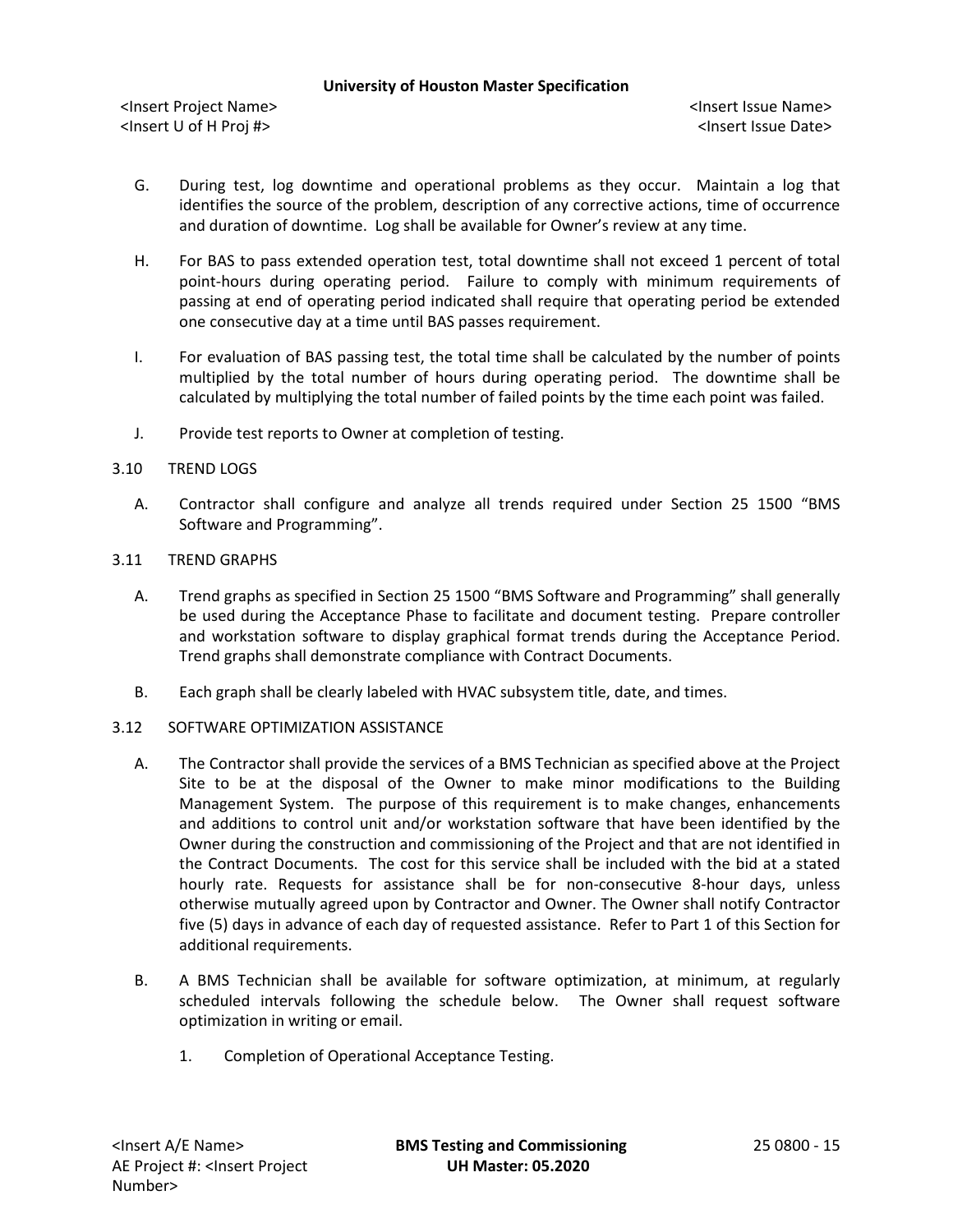G. During test, log downtime and operational problems as they occur. Maintain a log that identifies the source of the problem, description of any corrective actions, time of occurrence and duration of downtime. Log shall be available for Owner's review at any time.

H. For BAS to pass extended operation test, total downtime shall not exceed 1 percent of total point-hours during operating period. Failure to comply with minimum requirements of passing at end of operating period indicated shall require that operating period be extended one consecutive day at a time until BAS passes requirement.

I. For evaluation of BAS passing test, the total time shall be calculated by the number of points multiplied by the total number of hours during operating period. The downtime shall be calculated by multiplying the total number of failed points by the time each point was failed.

J. Provide test reports to Owner at completion of testing.

## 3.10 TREND LOGS

A. Contractor shall configure and analyze all trends required under Section 25 1500 "BMS Software and Programming".

## 3.11 TREND GRAPHS

A. Trend graphs as specified in Section 25 1500 "BMS Software and Programming" shall generally be used during the Acceptance Phase to facilitate and document testing. Prepare controller and workstation software to display graphical format trends during the Acceptance Period. Trend graphs shall demonstrate compliance with Contract Documents.

B. Each graph shall be clearly labeled with HVAC subsystem title, date, and times.

## 3.12 SOFTWARE OPTIMIZATION ASSISTANCE

A. The Contractor shall provide the services of a BMS Technician as specified above at the Project Site to be at the disposal of the Owner to make minor modifications to the Building Management System. The purpose of this requirement is to make changes, enhancements and additions to control unit and/or workstation software that have been identified by the Owner during the construction and commissioning of the Project and that are not identified in the Contract Documents. The cost for this service shall be included with the bid at a stated hourly rate. Requests for assistance shall be for non-consecutive 8-hour days, unless otherwise mutually agreed upon by Contractor and Owner. The Owner shall notify Contractor five (5) days in advance of each day of requested assistance. Refer to Part 1 of this Section for additional requirements.

B. A BMS Technician shall be available for software optimization, at minimum, at regularly scheduled intervals following the schedule below. The Owner shall request software optimization in writing or email.

1. Completion of Operational Acceptance Testing.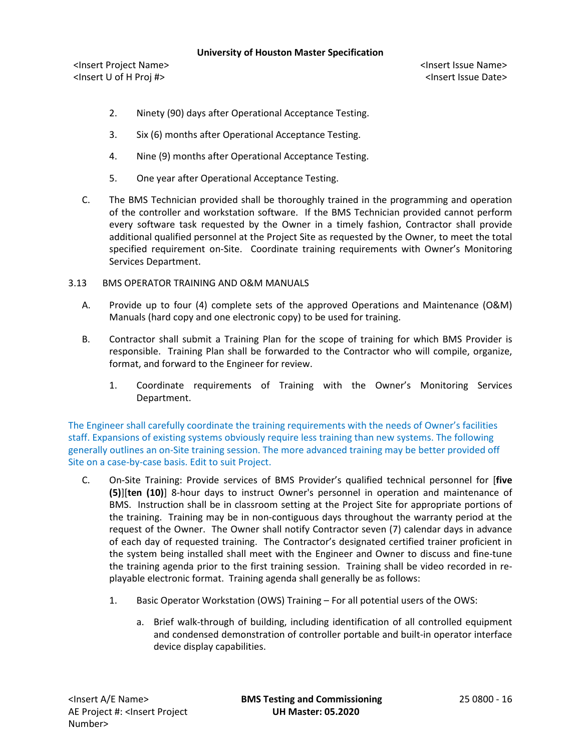2. Ninety (90) days after Operational Acceptance Testing.

3. Six (6) months after Operational Acceptance Testing.

4. Nine (9) months after Operational Acceptance Testing.

5. One year after Operational Acceptance Testing.

C. The BMS Technician provided shall be thoroughly trained in the programming and operation of the controller and workstation software. If the BMS Technician provided cannot perform every software task requested by the Owner in a timely fashion, Contractor shall provide additional qualified personnel at the Project Site as requested by the Owner, to meet the total specified requirement on-Site. Coordinate training requirements with Owner's Monitoring Services Department.

3.13 BMS OPERATOR TRAINING AND O&M MANUALS

A. Provide up to four (4) complete sets of the approved Operations and Maintenance (O&M) Manuals (hard copy and one electronic copy) to be used for training.

B. Contractor shall submit a Training Plan for the scope of training for which BMS Provider is responsible. Training Plan shall be forwarded to the Contractor who will compile, organize, format, and forward to the Engineer for review.

1. Coordinate requirements of Training with the Owner's Monitoring Services Department.

The Engineer shall carefully coordinate the training requirements with the needs of Owner's facilities staff. Expansions of existing systems obviously require less training than new systems. The following generally outlines an on-Site training session. The more advanced training may be better provided off Site on a case-by-case basis. Edit to suit Project.

C. On-Site Training: Provide services of BMS Provider's qualified technical personnel for [**five (5)**][**ten (10)**] 8-hour days to instruct Owner's personnel in operation and maintenance of BMS. Instruction shall be in classroom setting at the Project Site for appropriate portions of the training. Training may be in non-contiguous days throughout the warranty period at the request of the Owner. The Owner shall notify Contractor seven (7) calendar days in advance of each day of requested training. The Contractor's designated certified trainer proficient in the system being installed shall meet with the Engineer and Owner to discuss and fine-tune the training agenda prior to the first training session. Training shall be video recorded in re-playable electronic format. Training agenda shall generally be as follows:

1. Basic Operator Workstation (OWS) Training – For all potential users of the OWS:

   a. Brief walk-through of building, including identification of all controlled equipment and condensed demonstration of controller portable and built-in operator interface device display capabilities.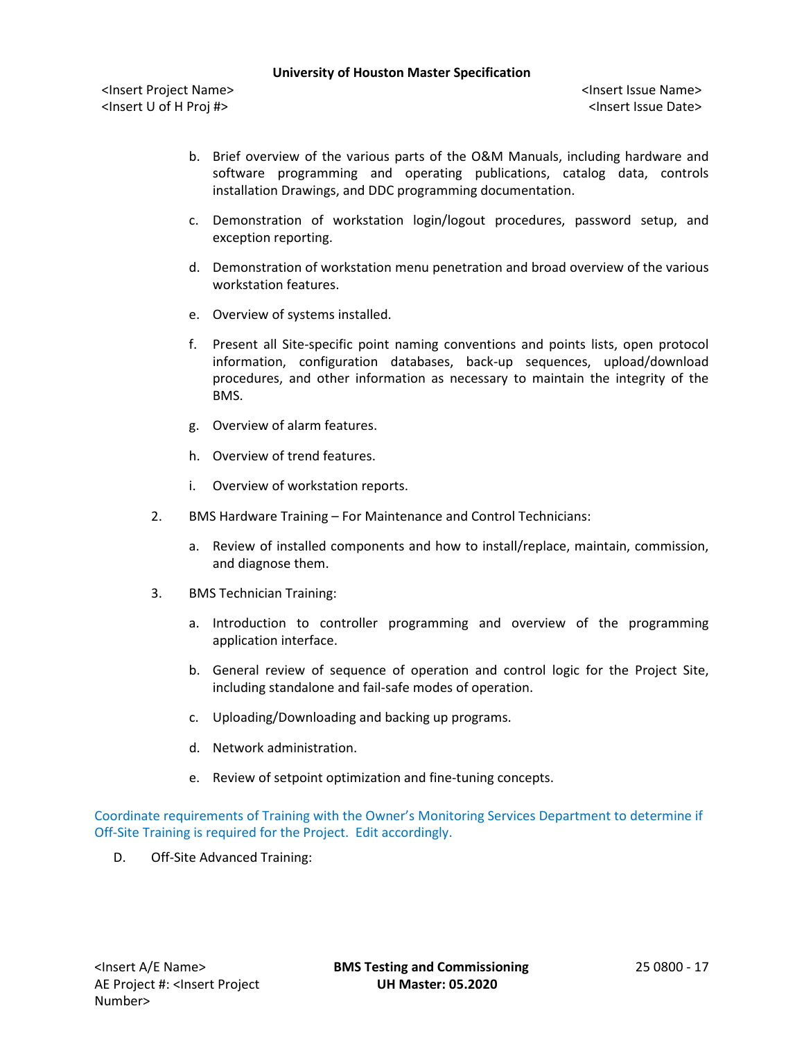b. Brief overview of the various parts of the O&M Manuals, including hardware and software programming and operating publications, catalog data, controls installation Drawings, and DDC programming documentation.

c. Demonstration of workstation login/logout procedures, password setup, and exception reporting.

d. Demonstration of workstation menu penetration and broad overview of the various workstation features.

e. Overview of systems installed.

f. Present all Site-specific point naming conventions and points lists, open protocol information, configuration databases, back-up sequences, upload/download procedures, and other information as necessary to maintain the integrity of the BMS.

g. Overview of alarm features.

h. Overview of trend features.

i. Overview of workstation reports.

2. BMS Hardware Training – For Maintenance and Control Technicians:

   a. Review of installed components and how to install/replace, maintain, commission, and diagnose them.

3. BMS Technician Training:

   a. Introduction to controller programming and overview of the programming application interface.

   b. General review of sequence of operation and control logic for the Project Site, including standalone and fail-safe modes of operation.

   c. Uploading/Downloading and backing up programs.

   d. Network administration.

   e. Review of setpoint optimization and fine-tuning concepts.

Coordinate requirements of Training with the Owner's Monitoring Services Department to determine if Off-Site Training is required for the Project. Edit accordingly.

D. Off-Site Advanced Training: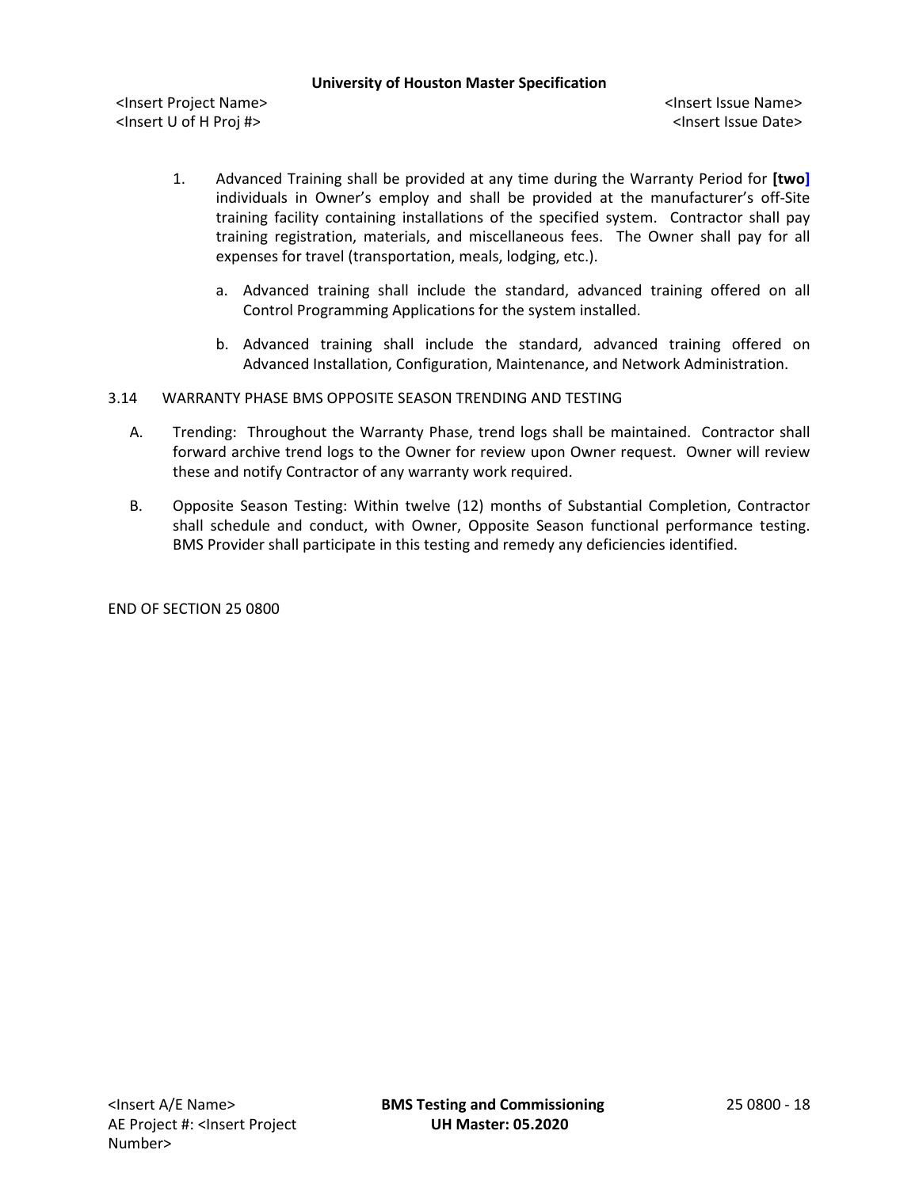1. Advanced Training shall be provided at any time during the Warranty Period for **[two]** individuals in Owner's employ and shall be provided at the manufacturer's off-Site training facility containing installations of the specified system. Contractor shall pay training registration, materials, and miscellaneous fees. The Owner shall pay for all expenses for travel (transportation, meals, lodging, etc.).

   a. Advanced training shall include the standard, advanced training offered on all Control Programming Applications for the system installed.

   b. Advanced training shall include the standard, advanced training offered on Advanced Installation, Configuration, Maintenance, and Network Administration.

3.14 WARRANTY PHASE BMS OPPOSITE SEASON TRENDING AND TESTING

A. Trending: Throughout the Warranty Phase, trend logs shall be maintained. Contractor shall forward archive trend logs to the Owner for review upon Owner request. Owner will review these and notify Contractor of any warranty work required.

B. Opposite Season Testing: Within twelve (12) months of Substantial Completion, Contractor shall schedule and conduct, with Owner, Opposite Season functional performance testing. BMS Provider shall participate in this testing and remedy any deficiencies identified.

END OF SECTION 25 0800